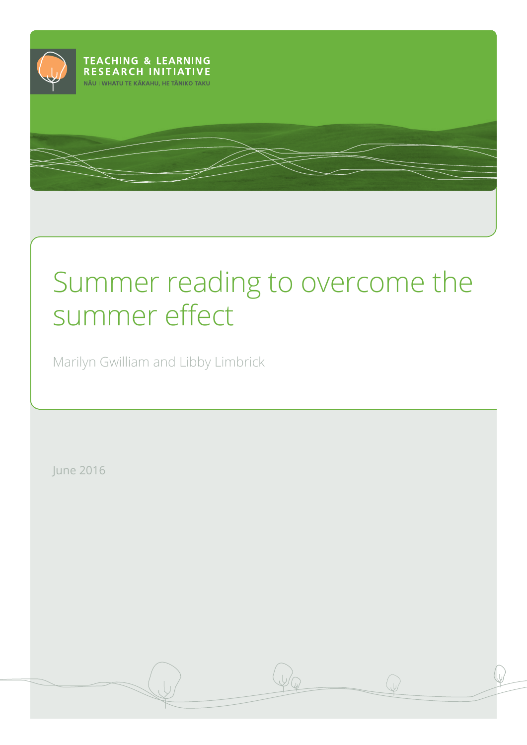TEACHING & LEARNING RESEARCH INITIATIVE

NĀU I WHATU TE KĀKAHU, HE TĀNIKO TAKU

# Summer reading to overcome the summer effect

Marilyn Gwilliam and Libby Limbrick

June 2016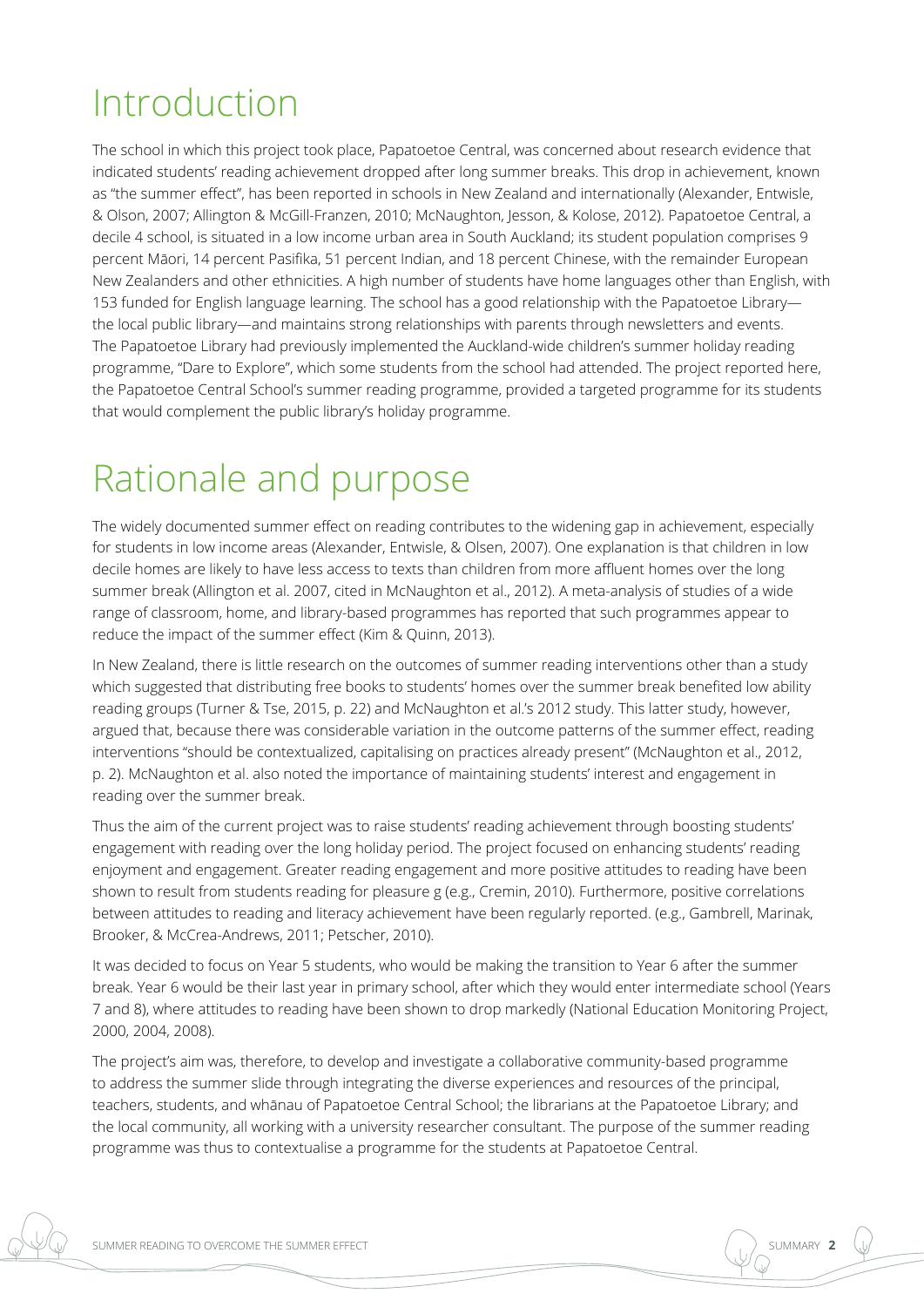# Introduction

The school in which this project took place, Papatoetoe Central, was concerned about research evidence that indicated students' reading achievement dropped after long summer breaks. This drop in achievement, known as "the summer effect", has been reported in schools in New Zealand and internationally (Alexander, Entwisle, & Olson, 2007; Allington & McGill-Franzen, 2010; McNaughton, Jesson, & Kolose, 2012). Papatoetoe Central, a decile 4 school, is situated in a low income urban area in South Auckland; its student population comprises 9 percent Māori, 14 percent Pasifika, 51 percent Indian, and 18 percent Chinese, with the remainder European New Zealanders and other ethnicities. A high number of students have home languages other than English, with 153 funded for English language learning. The school has a good relationship with the Papatoetoe Library—the local public library—and maintains strong relationships with parents through newsletters and events. The Papatoetoe Library had previously implemented the Auckland-wide children's summer holiday reading programme, "Dare to Explore", which some students from the school had attended. The project reported here, the Papatoetoe Central School's summer reading programme, provided a targeted programme for its students that would complement the public library's holiday programme.

# Rationale and purpose

The widely documented summer effect on reading contributes to the widening gap in achievement, especially for students in low income areas (Alexander, Entwisle, & Olsen, 2007). One explanation is that children in low decile homes are likely to have less access to texts than children from more affluent homes over the long summer break (Allington et al. 2007, cited in McNaughton et al., 2012). A meta-analysis of studies of a wide range of classroom, home, and library-based programmes has reported that such programmes appear to reduce the impact of the summer effect (Kim & Quinn, 2013).

In New Zealand, there is little research on the outcomes of summer reading interventions other than a study which suggested that distributing free books to students' homes over the summer break benefited low ability reading groups (Turner & Tse, 2015, p. 22) and McNaughton et al.'s 2012 study. This latter study, however, argued that, because there was considerable variation in the outcome patterns of the summer effect, reading interventions "should be contextualized, capitalising on practices already present" (McNaughton et al., 2012, p. 2). McNaughton et al. also noted the importance of maintaining students' interest and engagement in reading over the summer break.

Thus the aim of the current project was to raise students' reading achievement through boosting students' engagement with reading over the long holiday period. The project focused on enhancing students' reading enjoyment and engagement. Greater reading engagement and more positive attitudes to reading have been shown to result from students reading for pleasure g (e.g., Cremin, 2010). Furthermore, positive correlations between attitudes to reading and literacy achievement have been regularly reported. (e.g., Gambrell, Marinak, Brooker, & McCrea-Andrews, 2011; Petscher, 2010).

It was decided to focus on Year 5 students, who would be making the transition to Year 6 after the summer break. Year 6 would be their last year in primary school, after which they would enter intermediate school (Years 7 and 8), where attitudes to reading have been shown to drop markedly (National Education Monitoring Project, 2000, 2004, 2008).

The project's aim was, therefore, to develop and investigate a collaborative community-based programme to address the summer slide through integrating the diverse experiences and resources of the principal, teachers, students, and whānau of Papatoetoe Central School; the librarians at the Papatoetoe Library; and the local community, all working with a university researcher consultant. The purpose of the summer reading programme was thus to contextualise a programme for the students at Papatoetoe Central.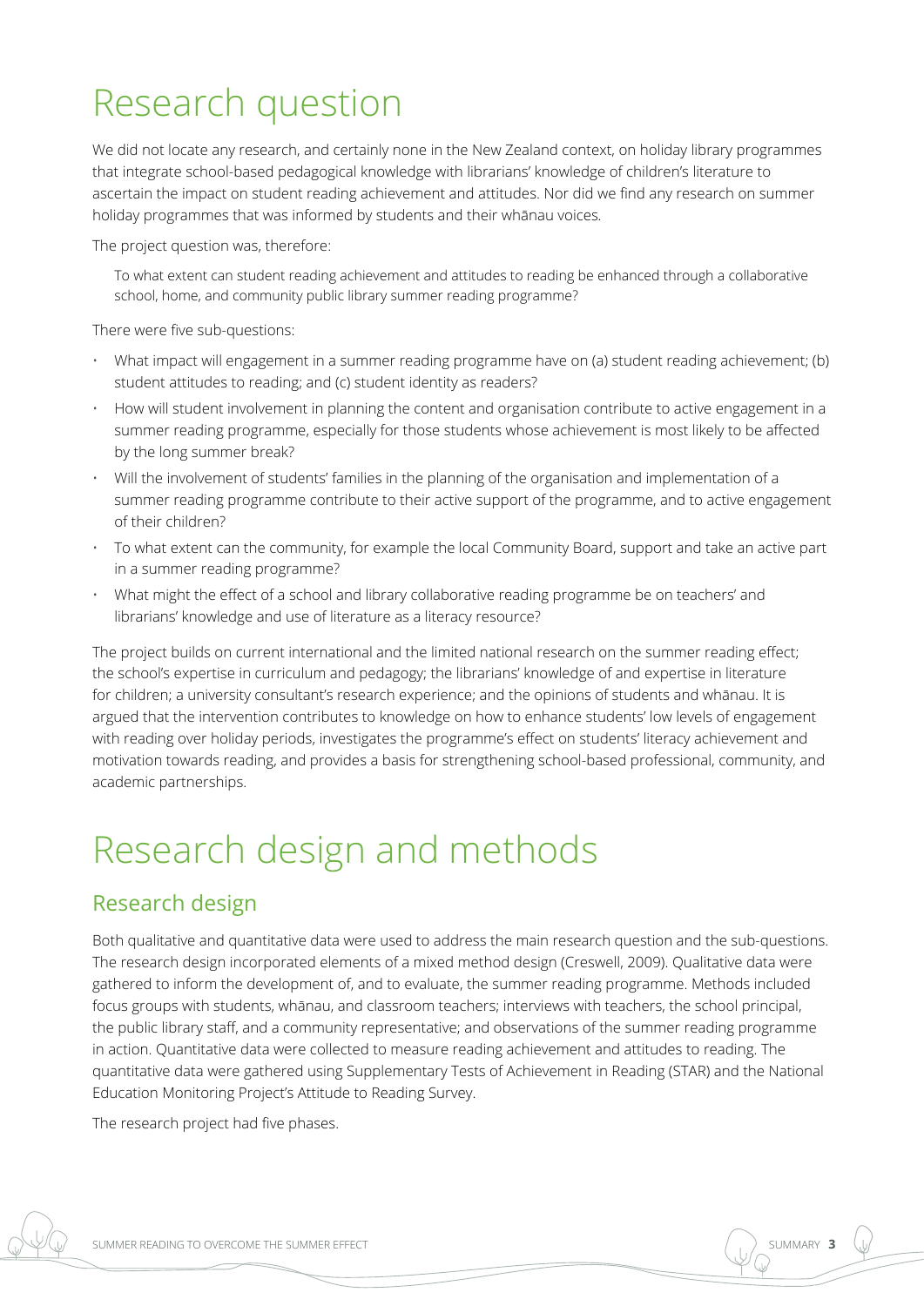# Research question

We did not locate any research, and certainly none in the New Zealand context, on holiday library programmes that integrate school-based pedagogical knowledge with librarians' knowledge of children's literature to ascertain the impact on student reading achievement and attitudes. Nor did we find any research on summer holiday programmes that was informed by students and their whānau voices.

The project question was, therefore:

> To what extent can student reading achievement and attitudes to reading be enhanced through a collaborative school, home, and community public library summer reading programme?

There were five sub-questions:

- What impact will engagement in a summer reading programme have on (a) student reading achievement; (b) student attitudes to reading; and (c) student identity as readers?
- How will student involvement in planning the content and organisation contribute to active engagement in a summer reading programme, especially for those students whose achievement is most likely to be affected by the long summer break?
- Will the involvement of students' families in the planning of the organisation and implementation of a summer reading programme contribute to their active support of the programme, and to active engagement of their children?
- To what extent can the community, for example the local Community Board, support and take an active part in a summer reading programme?
- What might the effect of a school and library collaborative reading programme be on teachers' and librarians' knowledge and use of literature as a literacy resource?

The project builds on current international and the limited national research on the summer reading effect; the school's expertise in curriculum and pedagogy; the librarians' knowledge of and expertise in literature for children; a university consultant's research experience; and the opinions of students and whānau. It is argued that the intervention contributes to knowledge on how to enhance students' low levels of engagement with reading over holiday periods, investigates the programme's effect on students' literacy achievement and motivation towards reading, and provides a basis for strengthening school-based professional, community, and academic partnerships.

# Research design and methods

## Research design

Both qualitative and quantitative data were used to address the main research question and the sub-questions. The research design incorporated elements of a mixed method design (Creswell, 2009). Qualitative data were gathered to inform the development of, and to evaluate, the summer reading programme. Methods included focus groups with students, whānau, and classroom teachers; interviews with teachers, the school principal, the public library staff, and a community representative; and observations of the summer reading programme in action. Quantitative data were collected to measure reading achievement and attitudes to reading. The quantitative data were gathered using Supplementary Tests of Achievement in Reading (STAR) and the National Education Monitoring Project's Attitude to Reading Survey.

The research project had five phases.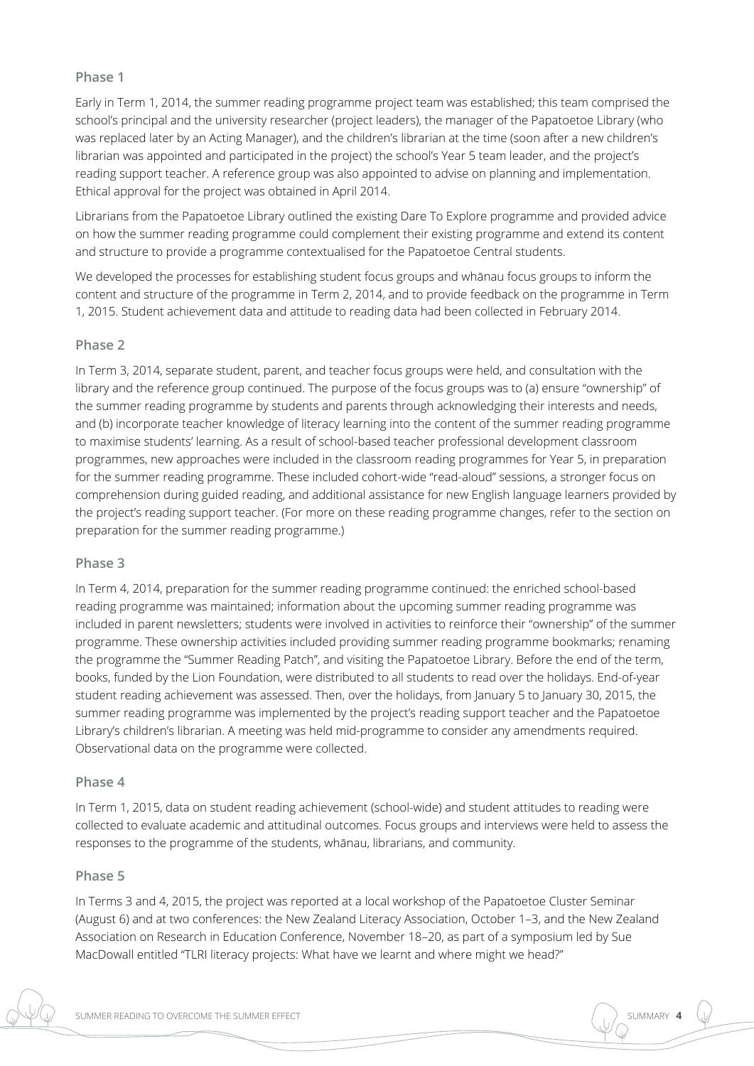### Phase 1

Early in Term 1, 2014, the summer reading programme project team was established; this team comprised the school's principal and the university researcher (project leaders), the manager of the Papatoetoe Library (who was replaced later by an Acting Manager), and the children's librarian at the time (soon after a new children's librarian was appointed and participated in the project) the school's Year 5 team leader, and the project's reading support teacher. A reference group was also appointed to advise on planning and implementation. Ethical approval for the project was obtained in April 2014.

Librarians from the Papatoetoe Library outlined the existing Dare To Explore programme and provided advice on how the summer reading programme could complement their existing programme and extend its content and structure to provide a programme contextualised for the Papatoetoe Central students.

We developed the processes for establishing student focus groups and whānau focus groups to inform the content and structure of the programme in Term 2, 2014, and to provide feedback on the programme in Term 1, 2015. Student achievement data and attitude to reading data had been collected in February 2014.

### Phase 2

In Term 3, 2014, separate student, parent, and teacher focus groups were held, and consultation with the library and the reference group continued. The purpose of the focus groups was to (a) ensure "ownership" of the summer reading programme by students and parents through acknowledging their interests and needs, and (b) incorporate teacher knowledge of literacy learning into the content of the summer reading programme to maximise students' learning. As a result of school-based teacher professional development classroom programmes, new approaches were included in the classroom reading programmes for Year 5, in preparation for the summer reading programme. These included cohort-wide "read-aloud" sessions, a stronger focus on comprehension during guided reading, and additional assistance for new English language learners provided by the project's reading support teacher. (For more on these reading programme changes, refer to the section on preparation for the summer reading programme.)

### Phase 3

In Term 4, 2014, preparation for the summer reading programme continued: the enriched school-based reading programme was maintained; information about the upcoming summer reading programme was included in parent newsletters; students were involved in activities to reinforce their "ownership" of the summer programme. These ownership activities included providing summer reading programme bookmarks; renaming the programme the "Summer Reading Patch", and visiting the Papatoetoe Library. Before the end of the term, books, funded by the Lion Foundation, were distributed to all students to read over the holidays. End-of-year student reading achievement was assessed. Then, over the holidays, from January 5 to January 30, 2015, the summer reading programme was implemented by the project's reading support teacher and the Papatoetoe Library's children's librarian. A meeting was held mid-programme to consider any amendments required. Observational data on the programme were collected.

### Phase 4

In Term 1, 2015, data on student reading achievement (school-wide) and student attitudes to reading were collected to evaluate academic and attitudinal outcomes. Focus groups and interviews were held to assess the responses to the programme of the students, whānau, librarians, and community.

### Phase 5

In Terms 3 and 4, 2015, the project was reported at a local workshop of the Papatoetoe Cluster Seminar (August 6) and at two conferences: the New Zealand Literacy Association, October 1–3, and the New Zealand Association on Research in Education Conference, November 18–20, as part of a symposium led by Sue MacDowall entitled "TLRI literacy projects: What have we learnt and where might we head?"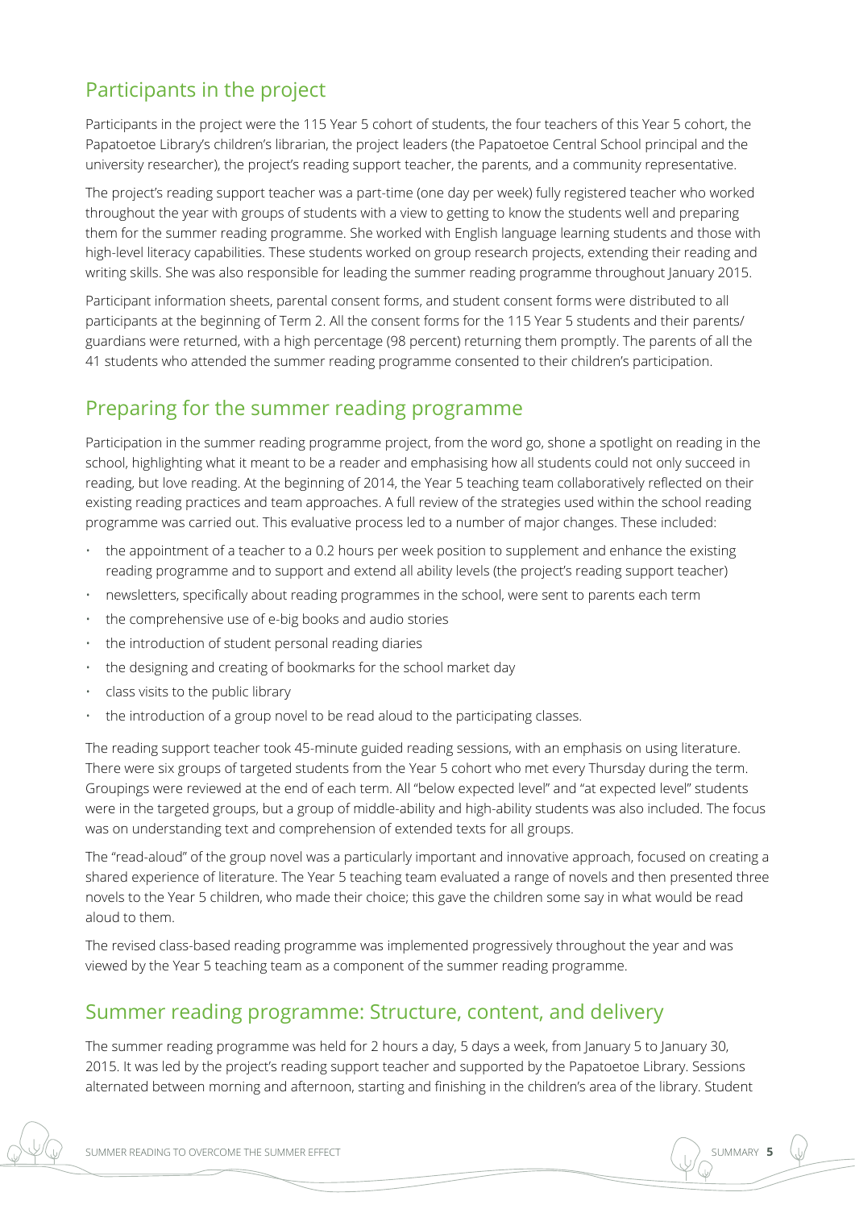## Participants in the project

Participants in the project were the 115 Year 5 cohort of students, the four teachers of this Year 5 cohort, the Papatoetoe Library's children's librarian, the project leaders (the Papatoetoe Central School principal and the university researcher), the project's reading support teacher, the parents, and a community representative.

The project's reading support teacher was a part-time (one day per week) fully registered teacher who worked throughout the year with groups of students with a view to getting to know the students well and preparing them for the summer reading programme. She worked with English language learning students and those with high-level literacy capabilities. These students worked on group research projects, extending their reading and writing skills. She was also responsible for leading the summer reading programme throughout January 2015.

Participant information sheets, parental consent forms, and student consent forms were distributed to all participants at the beginning of Term 2. All the consent forms for the 115 Year 5 students and their parents/guardians were returned, with a high percentage (98 percent) returning them promptly. The parents of all the 41 students who attended the summer reading programme consented to their children's participation.

## Preparing for the summer reading programme

Participation in the summer reading programme project, from the word go, shone a spotlight on reading in the school, highlighting what it meant to be a reader and emphasising how all students could not only succeed in reading, but love reading. At the beginning of 2014, the Year 5 teaching team collaboratively reflected on their existing reading practices and team approaches. A full review of the strategies used within the school reading programme was carried out. This evaluative process led to a number of major changes. These included:

- the appointment of a teacher to a 0.2 hours per week position to supplement and enhance the existing reading programme and to support and extend all ability levels (the project's reading support teacher)
- newsletters, specifically about reading programmes in the school, were sent to parents each term
- the comprehensive use of e-big books and audio stories
- the introduction of student personal reading diaries
- the designing and creating of bookmarks for the school market day
- class visits to the public library
- the introduction of a group novel to be read aloud to the participating classes.

The reading support teacher took 45-minute guided reading sessions, with an emphasis on using literature. There were six groups of targeted students from the Year 5 cohort who met every Thursday during the term. Groupings were reviewed at the end of each term. All "below expected level" and "at expected level" students were in the targeted groups, but a group of middle-ability and high-ability students was also included. The focus was on understanding text and comprehension of extended texts for all groups.

The "read-aloud" of the group novel was a particularly important and innovative approach, focused on creating a shared experience of literature. The Year 5 teaching team evaluated a range of novels and then presented three novels to the Year 5 children, who made their choice; this gave the children some say in what would be read aloud to them.

The revised class-based reading programme was implemented progressively throughout the year and was viewed by the Year 5 teaching team as a component of the summer reading programme.

## Summer reading programme: Structure, content, and delivery

The summer reading programme was held for 2 hours a day, 5 days a week, from January 5 to January 30, 2015. It was led by the project's reading support teacher and supported by the Papatoetoe Library. Sessions alternated between morning and afternoon, starting and finishing in the children's area of the library. Student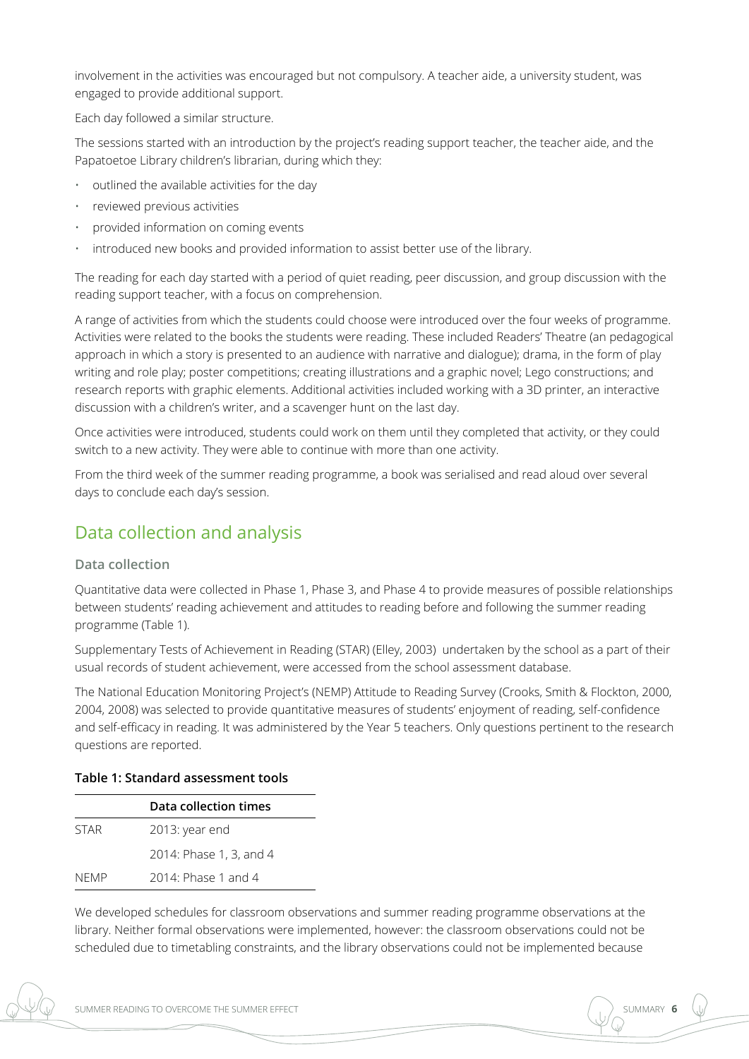involvement in the activities was encouraged but not compulsory. A teacher aide, a university student, was engaged to provide additional support.

Each day followed a similar structure.

The sessions started with an introduction by the project's reading support teacher, the teacher aide, and the Papatoetoe Library children's librarian, during which they:

- outlined the available activities for the day
- reviewed previous activities
- provided information on coming events
- introduced new books and provided information to assist better use of the library.

The reading for each day started with a period of quiet reading, peer discussion, and group discussion with the reading support teacher, with a focus on comprehension.

A range of activities from which the students could choose were introduced over the four weeks of programme. Activities were related to the books the students were reading. These included Readers' Theatre (an pedagogical approach in which a story is presented to an audience with narrative and dialogue); drama, in the form of play writing and role play; poster competitions; creating illustrations and a graphic novel; Lego constructions; and research reports with graphic elements. Additional activities included working with a 3D printer, an interactive discussion with a children's writer, and a scavenger hunt on the last day.

Once activities were introduced, students could work on them until they completed that activity, or they could switch to a new activity. They were able to continue with more than one activity.

From the third week of the summer reading programme, a book was serialised and read aloud over several days to conclude each day's session.

## Data collection and analysis

### Data collection

Quantitative data were collected in Phase 1, Phase 3, and Phase 4 to provide measures of possible relationships between students' reading achievement and attitudes to reading before and following the summer reading programme (Table 1).

Supplementary Tests of Achievement in Reading (STAR) (Elley, 2003) undertaken by the school as a part of their usual records of student achievement, were accessed from the school assessment database.

The National Education Monitoring Project's (NEMP) Attitude to Reading Survey (Crooks, Smith & Flockton, 2000, 2004, 2008) was selected to provide quantitative measures of students' enjoyment of reading, self-confidence and self-efficacy in reading. It was administered by the Year 5 teachers. Only questions pertinent to the research questions are reported.

**Table 1: Standard assessment tools**

| | Data collection times |
|---|---|
| STAR | 2013: year end |
| | 2014: Phase 1, 3, and 4 |
| NEMP | 2014: Phase 1 and 4 |

We developed schedules for classroom observations and summer reading programme observations at the library. Neither formal observations were implemented, however: the classroom observations could not be scheduled due to timetabling constraints, and the library observations could not be implemented because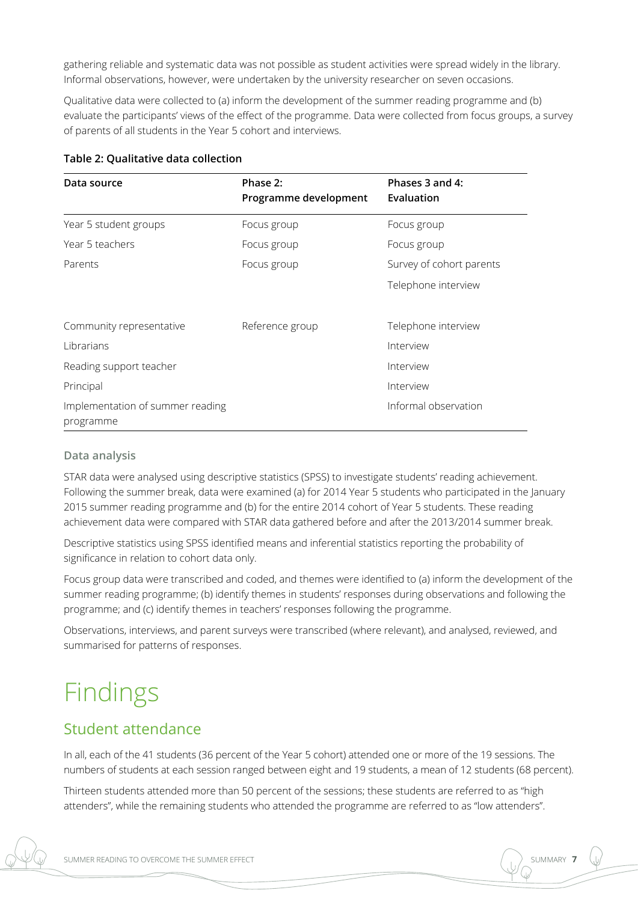gathering reliable and systematic data was not possible as student activities were spread widely in the library. Informal observations, however, were undertaken by the university researcher on seven occasions.

Qualitative data were collected to (a) inform the development of the summer reading programme and (b) evaluate the participants' views of the effect of the programme. Data were collected from focus groups, a survey of parents of all students in the Year 5 cohort and interviews.

**Table 2: Qualitative data collection**

| Data source | Phase 2: Programme development | Phases 3 and 4: Evaluation |
|---|---|---|
| Year 5 student groups | Focus group | Focus group |
| Year 5 teachers | Focus group | Focus group |
| Parents | Focus group | Survey of cohort parents |
| | | Telephone interview |
| Community representative | Reference group | Telephone interview |
| Librarians | | Interview |
| Reading support teacher | | Interview |
| Principal | | Interview |
| Implementation of summer reading programme | | Informal observation |

### Data analysis

STAR data were analysed using descriptive statistics (SPSS) to investigate students' reading achievement. Following the summer break, data were examined (a) for 2014 Year 5 students who participated in the January 2015 summer reading programme and (b) for the entire 2014 cohort of Year 5 students. These reading achievement data were compared with STAR data gathered before and after the 2013/2014 summer break.

Descriptive statistics using SPSS identified means and inferential statistics reporting the probability of significance in relation to cohort data only.

Focus group data were transcribed and coded, and themes were identified to (a) inform the development of the summer reading programme; (b) identify themes in students' responses during observations and following the programme; and (c) identify themes in teachers' responses following the programme.

Observations, interviews, and parent surveys were transcribed (where relevant), and analysed, reviewed, and summarised for patterns of responses.

# Findings

## Student attendance

In all, each of the 41 students (36 percent of the Year 5 cohort) attended one or more of the 19 sessions. The numbers of students at each session ranged between eight and 19 students, a mean of 12 students (68 percent).

Thirteen students attended more than 50 percent of the sessions; these students are referred to as "high attenders", while the remaining students who attended the programme are referred to as "low attenders".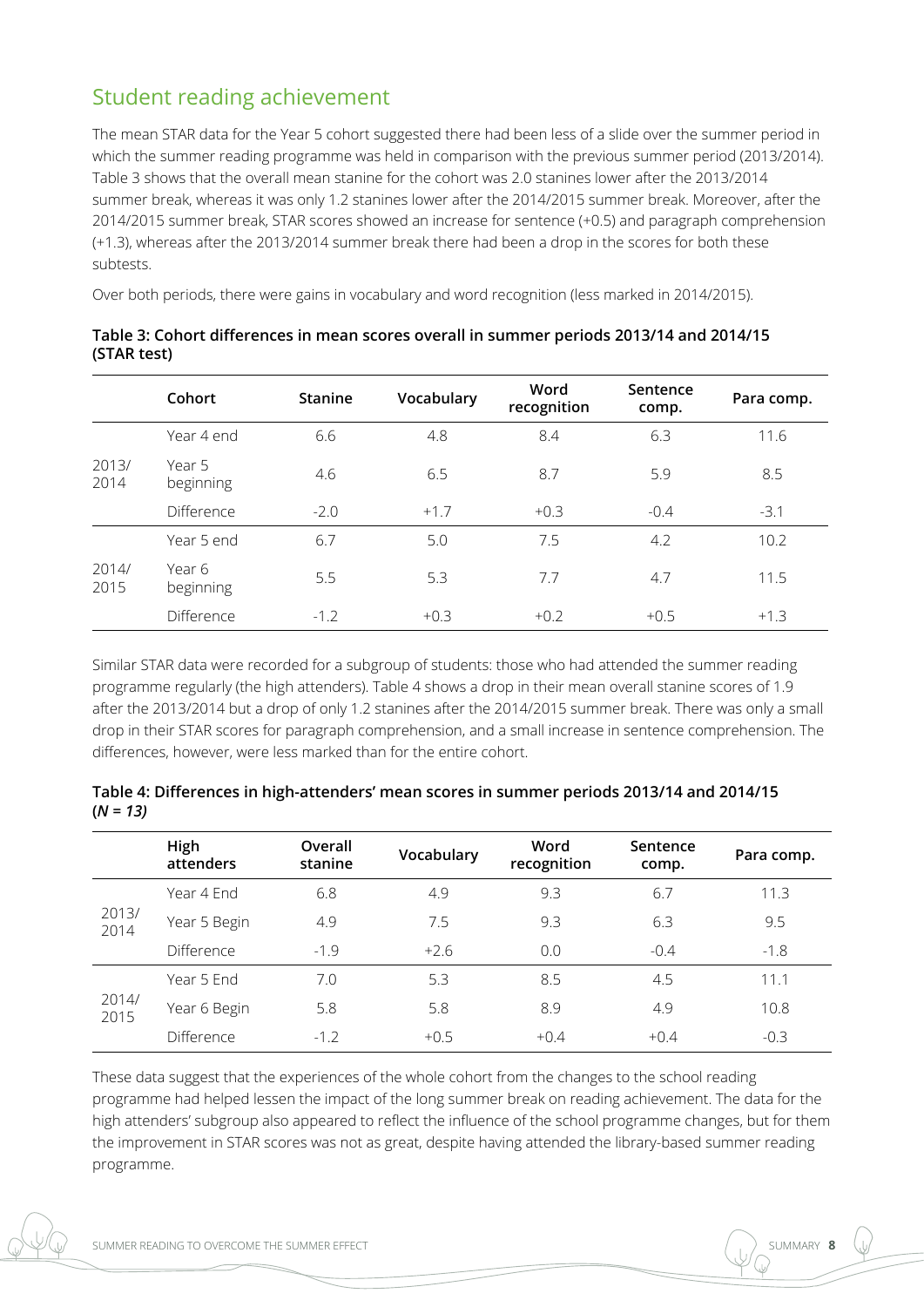## Student reading achievement

The mean STAR data for the Year 5 cohort suggested there had been less of a slide over the summer period in which the summer reading programme was held in comparison with the previous summer period (2013/2014). Table 3 shows that the overall mean stanine for the cohort was 2.0 stanines lower after the 2013/2014 summer break, whereas it was only 1.2 stanines lower after the 2014/2015 summer break. Moreover, after the 2014/2015 summer break, STAR scores showed an increase for sentence (+0.5) and paragraph comprehension (+1.3), whereas after the 2013/2014 summer break there had been a drop in the scores for both these subtests.

Over both periods, there were gains in vocabulary and word recognition (less marked in 2014/2015).

**Table 3: Cohort differences in mean scores overall in summer periods 2013/14 and 2014/15 (STAR test)**

| | Cohort | Stanine | Vocabulary | Word recognition | Sentence comp. | Para comp. |
|---|---|---|---|---|---|---|
| 2013/2014 | Year 4 end | 6.6 | 4.8 | 8.4 | 6.3 | 11.6 |
| | Year 5 beginning | 4.6 | 6.5 | 8.7 | 5.9 | 8.5 |
| | Difference | -2.0 | +1.7 | +0.3 | -0.4 | -3.1 |
| 2014/2015 | Year 5 end | 6.7 | 5.0 | 7.5 | 4.2 | 10.2 |
| | Year 6 beginning | 5.5 | 5.3 | 7.7 | 4.7 | 11.5 |
| | Difference | -1.2 | +0.3 | +0.2 | +0.5 | +1.3 |

Similar STAR data were recorded for a subgroup of students: those who had attended the summer reading programme regularly (the high attenders). Table 4 shows a drop in their mean overall stanine scores of 1.9 after the 2013/2014 but a drop of only 1.2 stanines after the 2014/2015 summer break. There was only a small drop in their STAR scores for paragraph comprehension, and a small increase in sentence comprehension. The differences, however, were less marked than for the entire cohort.

**Table 4: Differences in high-attenders' mean scores in summer periods 2013/14 and 2014/15 (*N = 13*)**

| | High attenders | Overall stanine | Vocabulary | Word recognition | Sentence comp. | Para comp. |
|---|---|---|---|---|---|---|
| 2013/2014 | Year 4 End | 6.8 | 4.9 | 9.3 | 6.7 | 11.3 |
| | Year 5 Begin | 4.9 | 7.5 | 9.3 | 6.3 | 9.5 |
| | Difference | -1.9 | +2.6 | 0.0 | -0.4 | -1.8 |
| 2014/2015 | Year 5 End | 7.0 | 5.3 | 8.5 | 4.5 | 11.1 |
| | Year 6 Begin | 5.8 | 5.8 | 8.9 | 4.9 | 10.8 |
| | Difference | -1.2 | +0.5 | +0.4 | +0.4 | -0.3 |

These data suggest that the experiences of the whole cohort from the changes to the school reading programme had helped lessen the impact of the long summer break on reading achievement. The data for the high attenders' subgroup also appeared to reflect the influence of the school programme changes, but for them the improvement in STAR scores was not as great, despite having attended the library-based summer reading programme.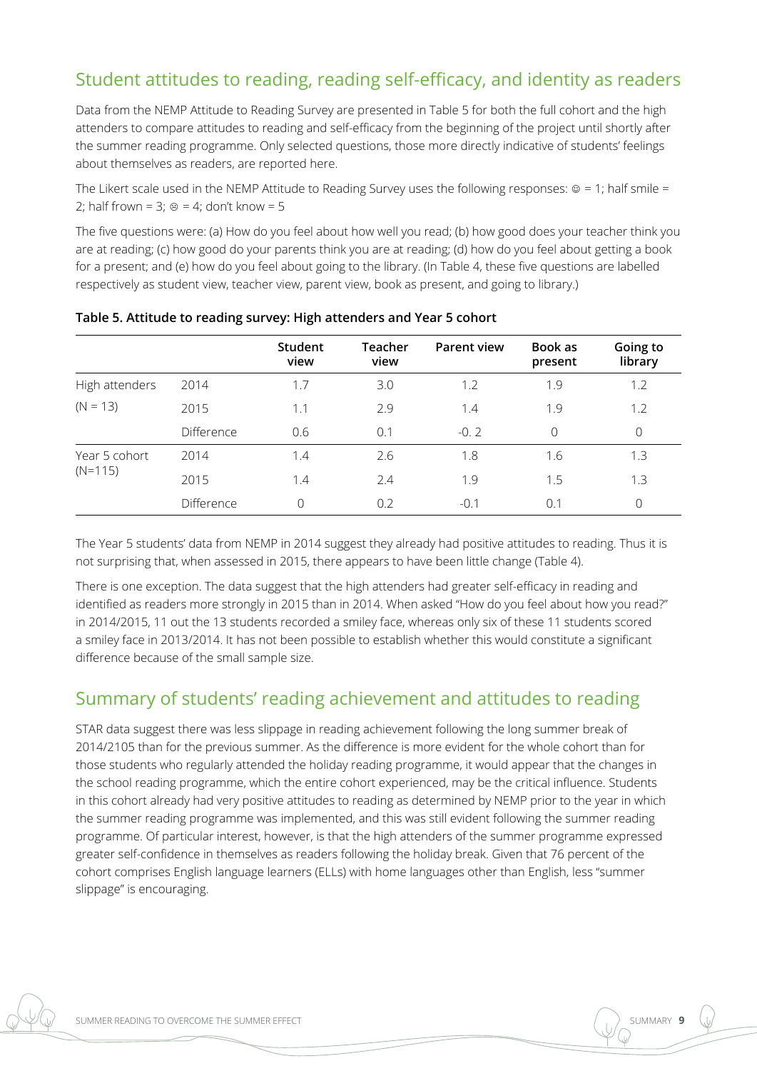## Student attitudes to reading, reading self-efficacy, and identity as readers

Data from the NEMP Attitude to Reading Survey are presented in Table 5 for both the full cohort and the high attenders to compare attitudes to reading and self-efficacy from the beginning of the project until shortly after the summer reading programme. Only selected questions, those more directly indicative of students' feelings about themselves as readers, are reported here.

The Likert scale used in the NEMP Attitude to Reading Survey uses the following responses: ☺ = 1; half smile = 2; half frown = 3; ☹ = 4; don't know = 5

The five questions were: (a) How do you feel about how well you read; (b) how good does your teacher think you are at reading; (c) how good do your parents think you are at reading; (d) how do you feel about getting a book for a present; and (e) how do you feel about going to the library. (In Table 4, these five questions are labelled respectively as student view, teacher view, parent view, book as present, and going to library.)

**Table 5. Attitude to reading survey: High attenders and Year 5 cohort**

| | | Student view | Teacher view | Parent view | Book as present | Going to library |
|---|---|---|---|---|---|---|
| High attenders (N = 13) | 2014 | 1.7 | 3.0 | 1.2 | 1.9 | 1.2 |
| | 2015 | 1.1 | 2.9 | 1.4 | 1.9 | 1.2 |
| | Difference | 0.6 | 0.1 | -0. 2 | 0 | 0 |
| Year 5 cohort (N=115) | 2014 | 1.4 | 2.6 | 1.8 | 1.6 | 1.3 |
| | 2015 | 1.4 | 2.4 | 1.9 | 1.5 | 1.3 |
| | Difference | 0 | 0.2 | -0.1 | 0.1 | 0 |

The Year 5 students' data from NEMP in 2014 suggest they already had positive attitudes to reading. Thus it is not surprising that, when assessed in 2015, there appears to have been little change (Table 4).

There is one exception. The data suggest that the high attenders had greater self-efficacy in reading and identified as readers more strongly in 2015 than in 2014. When asked "How do you feel about how you read?" in 2014/2015, 11 out the 13 students recorded a smiley face, whereas only six of these 11 students scored a smiley face in 2013/2014. It has not been possible to establish whether this would constitute a significant difference because of the small sample size.

## Summary of students' reading achievement and attitudes to reading

STAR data suggest there was less slippage in reading achievement following the long summer break of 2014/2105 than for the previous summer. As the difference is more evident for the whole cohort than for those students who regularly attended the holiday reading programme, it would appear that the changes in the school reading programme, which the entire cohort experienced, may be the critical influence. Students in this cohort already had very positive attitudes to reading as determined by NEMP prior to the year in which the summer reading programme was implemented, and this was still evident following the summer reading programme. Of particular interest, however, is that the high attenders of the summer programme expressed greater self-confidence in themselves as readers following the holiday break. Given that 76 percent of the cohort comprises English language learners (ELLs) with home languages other than English, less "summer slippage" is encouraging.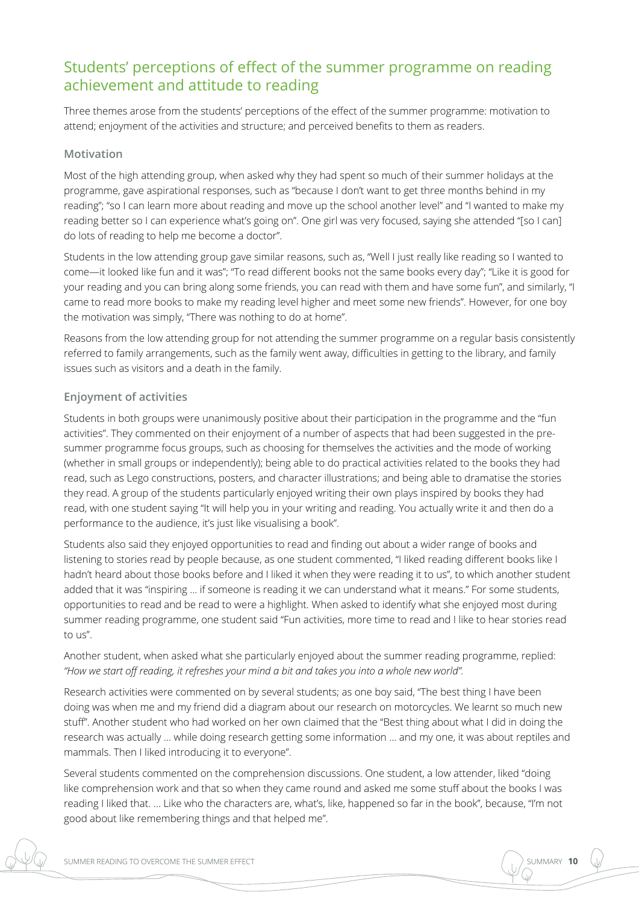## Students' perceptions of effect of the summer programme on reading achievement and attitude to reading

Three themes arose from the students' perceptions of the effect of the summer programme: motivation to attend; enjoyment of the activities and structure; and perceived benefits to them as readers.

### Motivation

Most of the high attending group, when asked why they had spent so much of their summer holidays at the programme, gave aspirational responses, such as "because I don't want to get three months behind in my reading"; "so I can learn more about reading and move up the school another level" and "I wanted to make my reading better so I can experience what's going on". One girl was very focused, saying she attended "[so I can] do lots of reading to help me become a doctor".

Students in the low attending group gave similar reasons, such as, "Well I just really like reading so I wanted to come—it looked like fun and it was"; "To read different books not the same books every day"; "Like it is good for your reading and you can bring along some friends, you can read with them and have some fun", and similarly, "I came to read more books to make my reading level higher and meet some new friends". However, for one boy the motivation was simply, "There was nothing to do at home".

Reasons from the low attending group for not attending the summer programme on a regular basis consistently referred to family arrangements, such as the family went away, difficulties in getting to the library, and family issues such as visitors and a death in the family.

### Enjoyment of activities

Students in both groups were unanimously positive about their participation in the programme and the "fun activities". They commented on their enjoyment of a number of aspects that had been suggested in the pre-summer programme focus groups, such as choosing for themselves the activities and the mode of working (whether in small groups or independently); being able to do practical activities related to the books they had read, such as Lego constructions, posters, and character illustrations; and being able to dramatise the stories they read. A group of the students particularly enjoyed writing their own plays inspired by books they had read, with one student saying "It will help you in your writing and reading. You actually write it and then do a performance to the audience, it's just like visualising a book".

Students also said they enjoyed opportunities to read and finding out about a wider range of books and listening to stories read by people because, as one student commented, "I liked reading different books like I hadn't heard about those books before and I liked it when they were reading it to us", to which another student added that it was "inspiring … if someone is reading it we can understand what it means." For some students, opportunities to read and be read to were a highlight. When asked to identify what she enjoyed most during summer reading programme, one student said "Fun activities, more time to read and I like to hear stories read to us".

Another student, when asked what she particularly enjoyed about the summer reading programme, replied: *"How we start off reading, it refreshes your mind a bit and takes you into a whole new world".*

Research activities were commented on by several students; as one boy said, "The best thing I have been doing was when me and my friend did a diagram about our research on motorcycles. We learnt so much new stuff". Another student who had worked on her own claimed that the "Best thing about what I did in doing the research was actually … while doing research getting some information … and my one, it was about reptiles and mammals. Then I liked introducing it to everyone".

Several students commented on the comprehension discussions. One student, a low attender, liked "doing like comprehension work and that so when they came round and asked me some stuff about the books I was reading I liked that. … Like who the characters are, what's, like, happened so far in the book", because, "I'm not good about like remembering things and that helped me".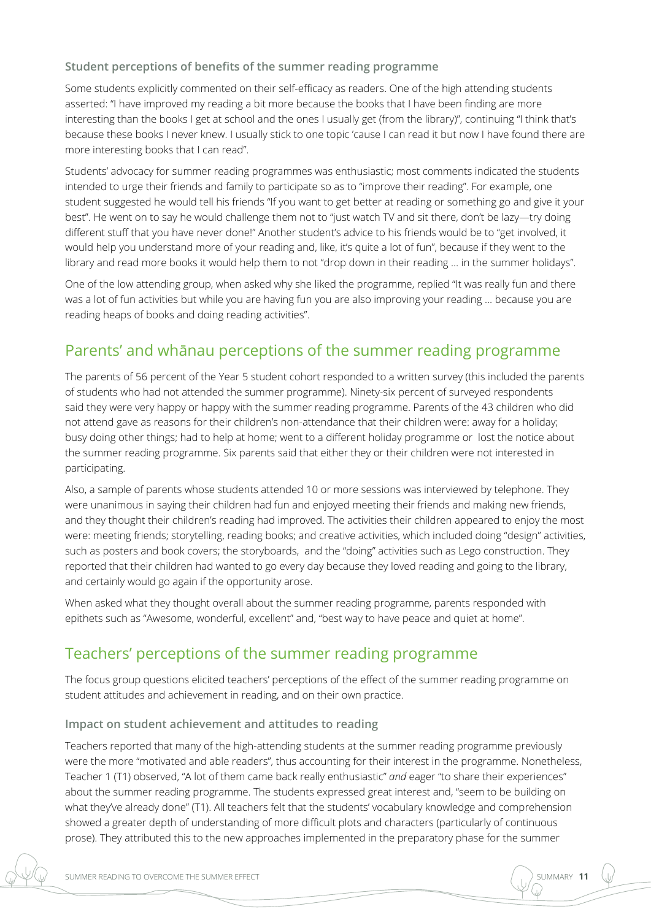### Student perceptions of benefits of the summer reading programme

Some students explicitly commented on their self-efficacy as readers. One of the high attending students asserted: "I have improved my reading a bit more because the books that I have been finding are more interesting than the books I get at school and the ones I usually get (from the library)", continuing "I think that's because these books I never knew. I usually stick to one topic 'cause I can read it but now I have found there are more interesting books that I can read".

Students' advocacy for summer reading programmes was enthusiastic; most comments indicated the students intended to urge their friends and family to participate so as to "improve their reading". For example, one student suggested he would tell his friends "If you want to get better at reading or something go and give it your best". He went on to say he would challenge them not to "just watch TV and sit there, don't be lazy—try doing different stuff that you have never done!" Another student's advice to his friends would be to "get involved, it would help you understand more of your reading and, like, it's quite a lot of fun", because if they went to the library and read more books it would help them to not "drop down in their reading … in the summer holidays".

One of the low attending group, when asked why she liked the programme, replied "It was really fun and there was a lot of fun activities but while you are having fun you are also improving your reading … because you are reading heaps of books and doing reading activities".

## Parents' and whānau perceptions of the summer reading programme

The parents of 56 percent of the Year 5 student cohort responded to a written survey (this included the parents of students who had not attended the summer programme). Ninety-six percent of surveyed respondents said they were very happy or happy with the summer reading programme. Parents of the 43 children who did not attend gave as reasons for their children's non-attendance that their children were: away for a holiday; busy doing other things; had to help at home; went to a different holiday programme or lost the notice about the summer reading programme. Six parents said that either they or their children were not interested in participating.

Also, a sample of parents whose students attended 10 or more sessions was interviewed by telephone. They were unanimous in saying their children had fun and enjoyed meeting their friends and making new friends, and they thought their children's reading had improved. The activities their children appeared to enjoy the most were: meeting friends; storytelling, reading books; and creative activities, which included doing "design" activities, such as posters and book covers; the storyboards, and the "doing" activities such as Lego construction. They reported that their children had wanted to go every day because they loved reading and going to the library, and certainly would go again if the opportunity arose.

When asked what they thought overall about the summer reading programme, parents responded with epithets such as "Awesome, wonderful, excellent" and, "best way to have peace and quiet at home".

## Teachers' perceptions of the summer reading programme

The focus group questions elicited teachers' perceptions of the effect of the summer reading programme on student attitudes and achievement in reading, and on their own practice.

### Impact on student achievement and attitudes to reading

Teachers reported that many of the high-attending students at the summer reading programme previously were the more "motivated and able readers", thus accounting for their interest in the programme. Nonetheless, Teacher 1 (T1) observed, "A lot of them came back really enthusiastic" *and* eager "to share their experiences" about the summer reading programme. The students expressed great interest and, "seem to be building on what they've already done" (T1). All teachers felt that the students' vocabulary knowledge and comprehension showed a greater depth of understanding of more difficult plots and characters (particularly of continuous prose). They attributed this to the new approaches implemented in the preparatory phase for the summer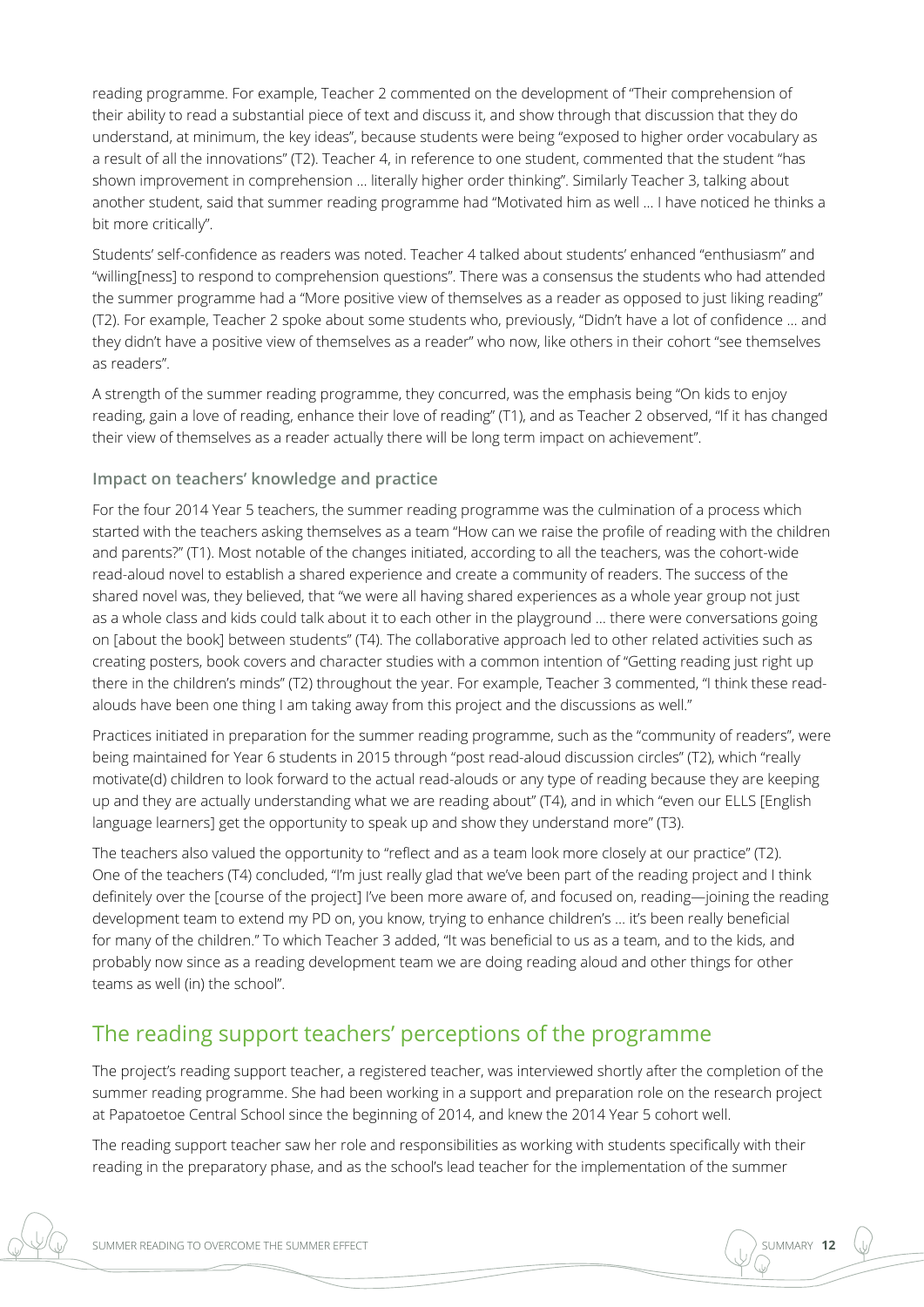reading programme. For example, Teacher 2 commented on the development of "Their comprehension of their ability to read a substantial piece of text and discuss it, and show through that discussion that they do understand, at minimum, the key ideas", because students were being "exposed to higher order vocabulary as a result of all the innovations" (T2). Teacher 4, in reference to one student, commented that the student "has shown improvement in comprehension … literally higher order thinking". Similarly Teacher 3, talking about another student, said that summer reading programme had "Motivated him as well … I have noticed he thinks a bit more critically".

Students' self-confidence as readers was noted. Teacher 4 talked about students' enhanced "enthusiasm" and "willing[ness] to respond to comprehension questions". There was a consensus the students who had attended the summer programme had a "More positive view of themselves as a reader as opposed to just liking reading" (T2). For example, Teacher 2 spoke about some students who, previously, "Didn't have a lot of confidence … and they didn't have a positive view of themselves as a reader" who now, like others in their cohort "see themselves as readers".

A strength of the summer reading programme, they concurred, was the emphasis being "On kids to enjoy reading, gain a love of reading, enhance their love of reading" (T1), and as Teacher 2 observed, "If it has changed their view of themselves as a reader actually there will be long term impact on achievement".

### Impact on teachers' knowledge and practice

For the four 2014 Year 5 teachers, the summer reading programme was the culmination of a process which started with the teachers asking themselves as a team "How can we raise the profile of reading with the children and parents?" (T1). Most notable of the changes initiated, according to all the teachers, was the cohort-wide read-aloud novel to establish a shared experience and create a community of readers. The success of the shared novel was, they believed, that "we were all having shared experiences as a whole year group not just as a whole class and kids could talk about it to each other in the playground … there were conversations going on [about the book] between students" (T4). The collaborative approach led to other related activities such as creating posters, book covers and character studies with a common intention of "Getting reading just right up there in the children's minds" (T2) throughout the year. For example, Teacher 3 commented, "I think these read-alouds have been one thing I am taking away from this project and the discussions as well."

Practices initiated in preparation for the summer reading programme, such as the "community of readers", were being maintained for Year 6 students in 2015 through "post read-aloud discussion circles" (T2), which "really motivate(d) children to look forward to the actual read-alouds or any type of reading because they are keeping up and they are actually understanding what we are reading about" (T4), and in which "even our ELLS [English language learners] get the opportunity to speak up and show they understand more" (T3).

The teachers also valued the opportunity to "reflect and as a team look more closely at our practice" (T2). One of the teachers (T4) concluded, "I'm just really glad that we've been part of the reading project and I think definitely over the [course of the project] I've been more aware of, and focused on, reading—joining the reading development team to extend my PD on, you know, trying to enhance children's … it's been really beneficial for many of the children." To which Teacher 3 added, "It was beneficial to us as a team, and to the kids, and probably now since as a reading development team we are doing reading aloud and other things for other teams as well (in) the school".

## The reading support teachers' perceptions of the programme

The project's reading support teacher, a registered teacher, was interviewed shortly after the completion of the summer reading programme. She had been working in a support and preparation role on the research project at Papatoetoe Central School since the beginning of 2014, and knew the 2014 Year 5 cohort well.

The reading support teacher saw her role and responsibilities as working with students specifically with their reading in the preparatory phase, and as the school's lead teacher for the implementation of the summer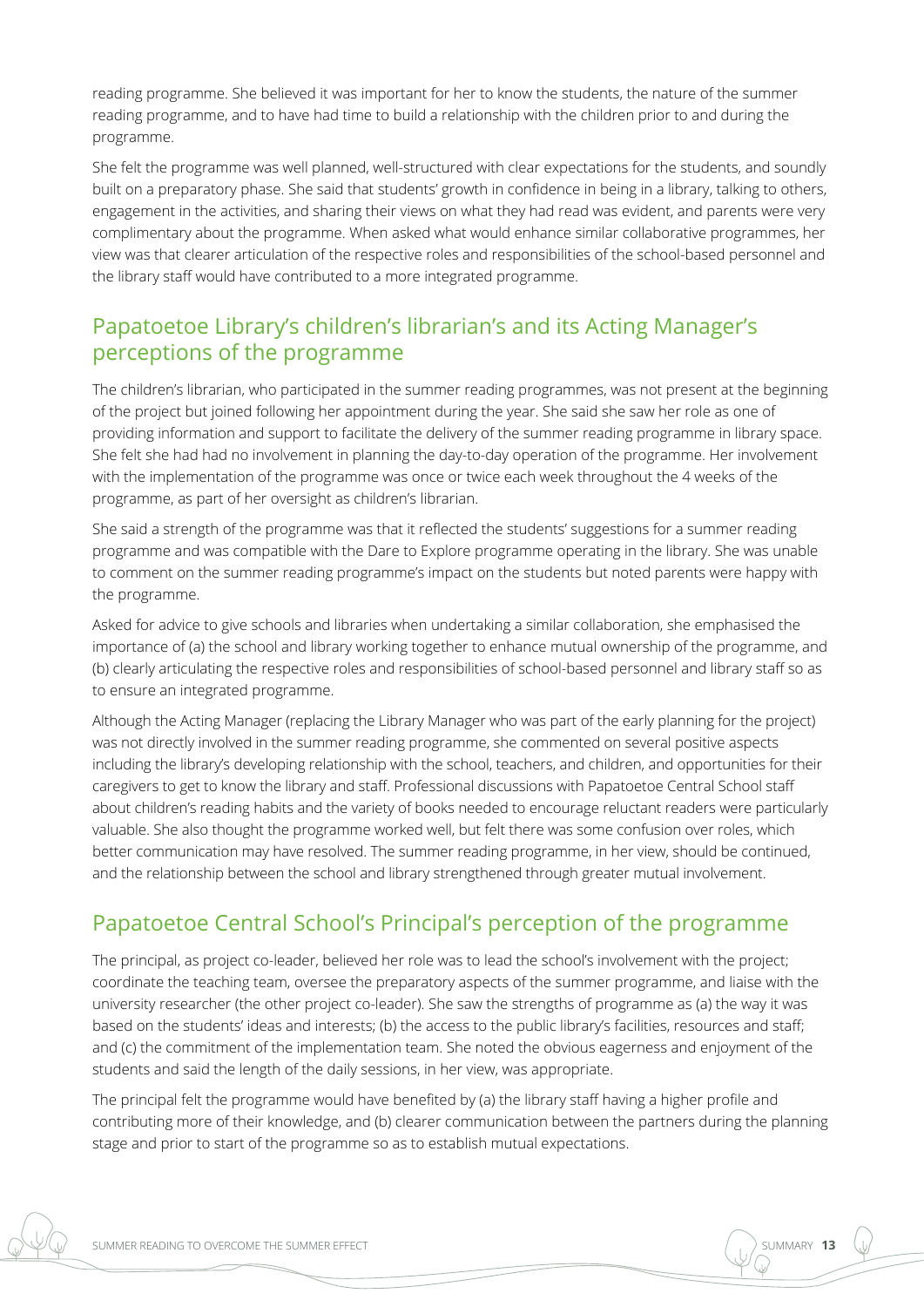reading programme. She believed it was important for her to know the students, the nature of the summer reading programme, and to have had time to build a relationship with the children prior to and during the programme.

She felt the programme was well planned, well-structured with clear expectations for the students, and soundly built on a preparatory phase. She said that students' growth in confidence in being in a library, talking to others, engagement in the activities, and sharing their views on what they had read was evident, and parents were very complimentary about the programme. When asked what would enhance similar collaborative programmes, her view was that clearer articulation of the respective roles and responsibilities of the school-based personnel and the library staff would have contributed to a more integrated programme.

## Papatoetoe Library's children's librarian's and its Acting Manager's perceptions of the programme

The children's librarian, who participated in the summer reading programmes, was not present at the beginning of the project but joined following her appointment during the year. She said she saw her role as one of providing information and support to facilitate the delivery of the summer reading programme in library space. She felt she had had no involvement in planning the day-to-day operation of the programme. Her involvement with the implementation of the programme was once or twice each week throughout the 4 weeks of the programme, as part of her oversight as children's librarian.

She said a strength of the programme was that it reflected the students' suggestions for a summer reading programme and was compatible with the Dare to Explore programme operating in the library. She was unable to comment on the summer reading programme's impact on the students but noted parents were happy with the programme.

Asked for advice to give schools and libraries when undertaking a similar collaboration, she emphasised the importance of (a) the school and library working together to enhance mutual ownership of the programme, and (b) clearly articulating the respective roles and responsibilities of school-based personnel and library staff so as to ensure an integrated programme.

Although the Acting Manager (replacing the Library Manager who was part of the early planning for the project) was not directly involved in the summer reading programme, she commented on several positive aspects including the library's developing relationship with the school, teachers, and children, and opportunities for their caregivers to get to know the library and staff. Professional discussions with Papatoetoe Central School staff about children's reading habits and the variety of books needed to encourage reluctant readers were particularly valuable. She also thought the programme worked well, but felt there was some confusion over roles, which better communication may have resolved. The summer reading programme, in her view, should be continued, and the relationship between the school and library strengthened through greater mutual involvement.

## Papatoetoe Central School's Principal's perception of the programme

The principal, as project co-leader, believed her role was to lead the school's involvement with the project; coordinate the teaching team, oversee the preparatory aspects of the summer programme, and liaise with the university researcher (the other project co-leader). She saw the strengths of programme as (a) the way it was based on the students' ideas and interests; (b) the access to the public library's facilities, resources and staff; and (c) the commitment of the implementation team. She noted the obvious eagerness and enjoyment of the students and said the length of the daily sessions, in her view, was appropriate.

The principal felt the programme would have benefited by (a) the library staff having a higher profile and contributing more of their knowledge, and (b) clearer communication between the partners during the planning stage and prior to start of the programme so as to establish mutual expectations.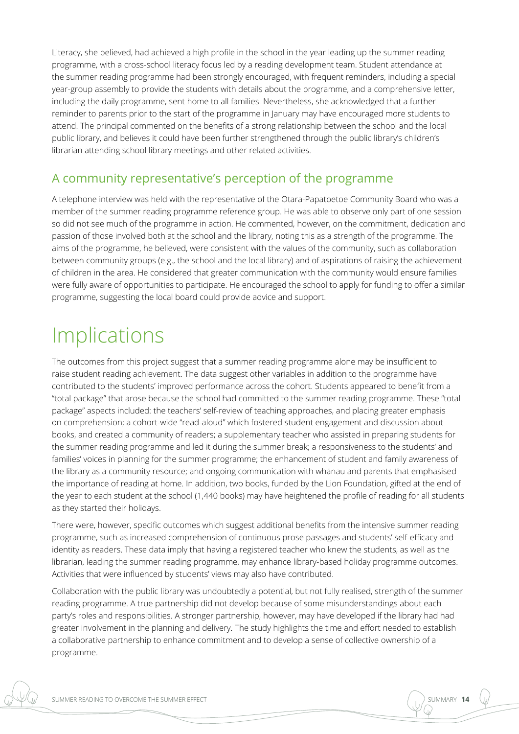Literacy, she believed, had achieved a high profile in the school in the year leading up the summer reading programme, with a cross-school literacy focus led by a reading development team. Student attendance at the summer reading programme had been strongly encouraged, with frequent reminders, including a special year-group assembly to provide the students with details about the programme, and a comprehensive letter, including the daily programme, sent home to all families. Nevertheless, she acknowledged that a further reminder to parents prior to the start of the programme in January may have encouraged more students to attend. The principal commented on the benefits of a strong relationship between the school and the local public library, and believes it could have been further strengthened through the public library's children's librarian attending school library meetings and other related activities.

## A community representative's perception of the programme

A telephone interview was held with the representative of the Otara-Papatoetoe Community Board who was a member of the summer reading programme reference group. He was able to observe only part of one session so did not see much of the programme in action. He commented, however, on the commitment, dedication and passion of those involved both at the school and the library, noting this as a strength of the programme. The aims of the programme, he believed, were consistent with the values of the community, such as collaboration between community groups (e.g., the school and the local library) and of aspirations of raising the achievement of children in the area. He considered that greater communication with the community would ensure families were fully aware of opportunities to participate. He encouraged the school to apply for funding to offer a similar programme, suggesting the local board could provide advice and support.

# Implications

The outcomes from this project suggest that a summer reading programme alone may be insufficient to raise student reading achievement. The data suggest other variables in addition to the programme have contributed to the students' improved performance across the cohort. Students appeared to benefit from a "total package" that arose because the school had committed to the summer reading programme. These "total package" aspects included: the teachers' self-review of teaching approaches, and placing greater emphasis on comprehension; a cohort-wide "read-aloud" which fostered student engagement and discussion about books, and created a community of readers; a supplementary teacher who assisted in preparing students for the summer reading programme and led it during the summer break; a responsiveness to the students' and families' voices in planning for the summer programme; the enhancement of student and family awareness of the library as a community resource; and ongoing communication with whānau and parents that emphasised the importance of reading at home. In addition, two books, funded by the Lion Foundation, gifted at the end of the year to each student at the school (1,440 books) may have heightened the profile of reading for all students as they started their holidays.

There were, however, specific outcomes which suggest additional benefits from the intensive summer reading programme, such as increased comprehension of continuous prose passages and students' self-efficacy and identity as readers. These data imply that having a registered teacher who knew the students, as well as the librarian, leading the summer reading programme, may enhance library-based holiday programme outcomes. Activities that were influenced by students' views may also have contributed.

Collaboration with the public library was undoubtedly a potential, but not fully realised, strength of the summer reading programme. A true partnership did not develop because of some misunderstandings about each party's roles and responsibilities. A stronger partnership, however, may have developed if the library had had greater involvement in the planning and delivery. The study highlights the time and effort needed to establish a collaborative partnership to enhance commitment and to develop a sense of collective ownership of a programme.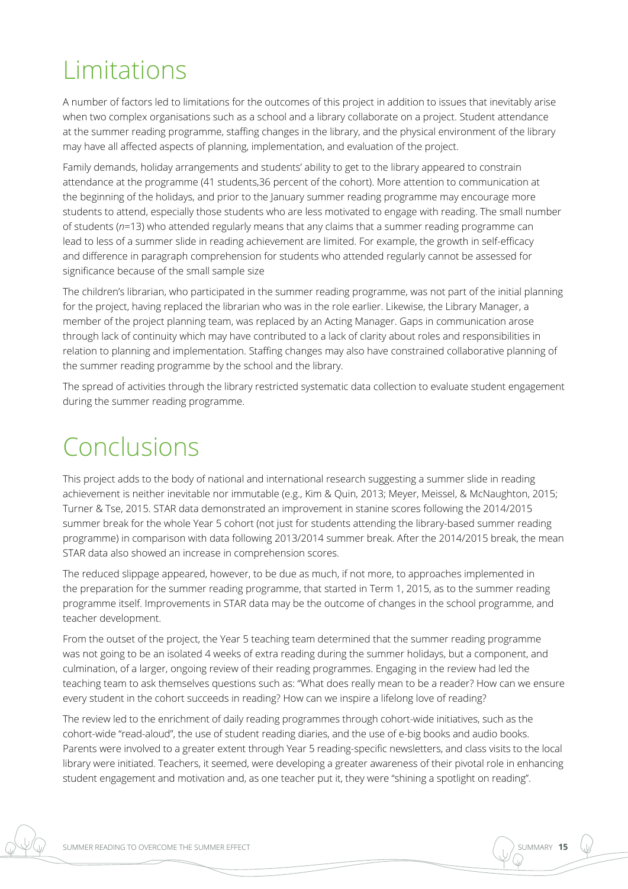# Limitations

A number of factors led to limitations for the outcomes of this project in addition to issues that inevitably arise when two complex organisations such as a school and a library collaborate on a project. Student attendance at the summer reading programme, staffing changes in the library, and the physical environment of the library may have all affected aspects of planning, implementation, and evaluation of the project.

Family demands, holiday arrangements and students' ability to get to the library appeared to constrain attendance at the programme (41 students,36 percent of the cohort). More attention to communication at the beginning of the holidays, and prior to the January summer reading programme may encourage more students to attend, especially those students who are less motivated to engage with reading. The small number of students ($n$=13) who attended regularly means that any claims that a summer reading programme can lead to less of a summer slide in reading achievement are limited. For example, the growth in self-efficacy and difference in paragraph comprehension for students who attended regularly cannot be assessed for significance because of the small sample size

The children's librarian, who participated in the summer reading programme, was not part of the initial planning for the project, having replaced the librarian who was in the role earlier. Likewise, the Library Manager, a member of the project planning team, was replaced by an Acting Manager. Gaps in communication arose through lack of continuity which may have contributed to a lack of clarity about roles and responsibilities in relation to planning and implementation. Staffing changes may also have constrained collaborative planning of the summer reading programme by the school and the library.

The spread of activities through the library restricted systematic data collection to evaluate student engagement during the summer reading programme.

# Conclusions

This project adds to the body of national and international research suggesting a summer slide in reading achievement is neither inevitable nor immutable (e.g., Kim & Quin, 2013; Meyer, Meissel, & McNaughton, 2015; Turner & Tse, 2015. STAR data demonstrated an improvement in stanine scores following the 2014/2015 summer break for the whole Year 5 cohort (not just for students attending the library-based summer reading programme) in comparison with data following 2013/2014 summer break. After the 2014/2015 break, the mean STAR data also showed an increase in comprehension scores.

The reduced slippage appeared, however, to be due as much, if not more, to approaches implemented in the preparation for the summer reading programme, that started in Term 1, 2015, as to the summer reading programme itself. Improvements in STAR data may be the outcome of changes in the school programme, and teacher development.

From the outset of the project, the Year 5 teaching team determined that the summer reading programme was not going to be an isolated 4 weeks of extra reading during the summer holidays, but a component, and culmination, of a larger, ongoing review of their reading programmes. Engaging in the review had led the teaching team to ask themselves questions such as: "What does really mean to be a reader? How can we ensure every student in the cohort succeeds in reading? How can we inspire a lifelong love of reading?

The review led to the enrichment of daily reading programmes through cohort-wide initiatives, such as the cohort-wide "read-aloud", the use of student reading diaries, and the use of e-big books and audio books. Parents were involved to a greater extent through Year 5 reading-specific newsletters, and class visits to the local library were initiated. Teachers, it seemed, were developing a greater awareness of their pivotal role in enhancing student engagement and motivation and, as one teacher put it, they were "shining a spotlight on reading".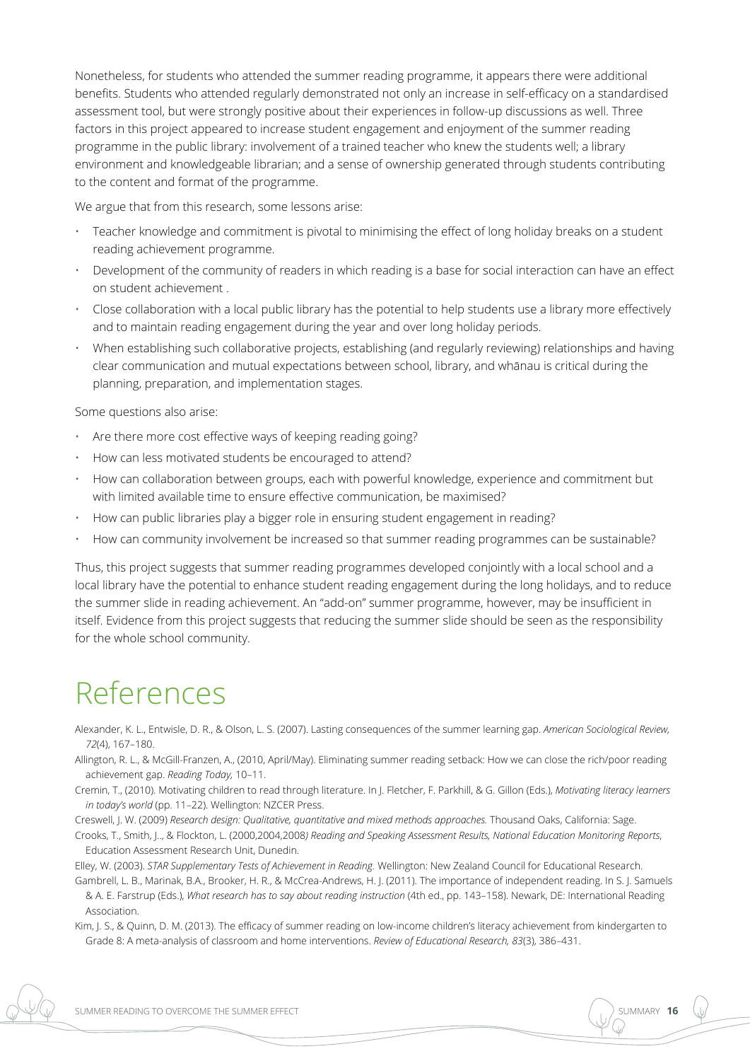Nonetheless, for students who attended the summer reading programme, it appears there were additional benefits. Students who attended regularly demonstrated not only an increase in self-efficacy on a standardised assessment tool, but were strongly positive about their experiences in follow-up discussions as well. Three factors in this project appeared to increase student engagement and enjoyment of the summer reading programme in the public library: involvement of a trained teacher who knew the students well; a library environment and knowledgeable librarian; and a sense of ownership generated through students contributing to the content and format of the programme.

We argue that from this research, some lessons arise:

- Teacher knowledge and commitment is pivotal to minimising the effect of long holiday breaks on a student reading achievement programme.
- Development of the community of readers in which reading is a base for social interaction can have an effect on student achievement .
- Close collaboration with a local public library has the potential to help students use a library more effectively and to maintain reading engagement during the year and over long holiday periods.
- When establishing such collaborative projects, establishing (and regularly reviewing) relationships and having clear communication and mutual expectations between school, library, and whānau is critical during the planning, preparation, and implementation stages.

Some questions also arise:

- Are there more cost effective ways of keeping reading going?
- How can less motivated students be encouraged to attend?
- How can collaboration between groups, each with powerful knowledge, experience and commitment but with limited available time to ensure effective communication, be maximised?
- How can public libraries play a bigger role in ensuring student engagement in reading?
- How can community involvement be increased so that summer reading programmes can be sustainable?

Thus, this project suggests that summer reading programmes developed conjointly with a local school and a local library have the potential to enhance student reading engagement during the long holidays, and to reduce the summer slide in reading achievement. An "add-on" summer programme, however, may be insufficient in itself. Evidence from this project suggests that reducing the summer slide should be seen as the responsibility for the whole school community.

# References

Alexander, K. L., Entwisle, D. R., & Olson, L. S. (2007). Lasting consequences of the summer learning gap. *American Sociological Review, 72*(4), 167–180.

Allington, R. L., & McGill-Franzen, A., (2010, April/May). Eliminating summer reading setback: How we can close the rich/poor reading achievement gap. *Reading Today,* 10–11.

Cremin, T., (2010). Motivating children to read through literature. In J. Fletcher, F. Parkhill, & G. Gillon (Eds.), *Motivating literacy learners in today's world* (pp. 11–22). Wellington: NZCER Press.

Creswell, J. W. (2009) *Research design: Qualitative, quantitative and mixed methods approaches.* Thousand Oaks, California: Sage.

Crooks, T., Smith, J.., & Flockton, L. (2000,2004,2008*) Reading and Speaking Assessment Results, National Education Monitoring Reports*, Education Assessment Research Unit, Dunedin.

Elley, W. (2003). *STAR Supplementary Tests of Achievement in Reading*. Wellington: New Zealand Council for Educational Research.

Gambrell, L. B., Marinak, B.A., Brooker, H. R., & McCrea-Andrews, H. J. (2011). The importance of independent reading. In S. J. Samuels & A. E. Farstrup (Eds.), *What research has to say about reading instruction* (4th ed., pp. 143–158). Newark, DE: International Reading Association.

Kim, J. S., & Quinn, D. M. (2013). The efficacy of summer reading on low-income children's literacy achievement from kindergarten to Grade 8: A meta-analysis of classroom and home interventions. *Review of Educational Research, 83*(3), 386–431.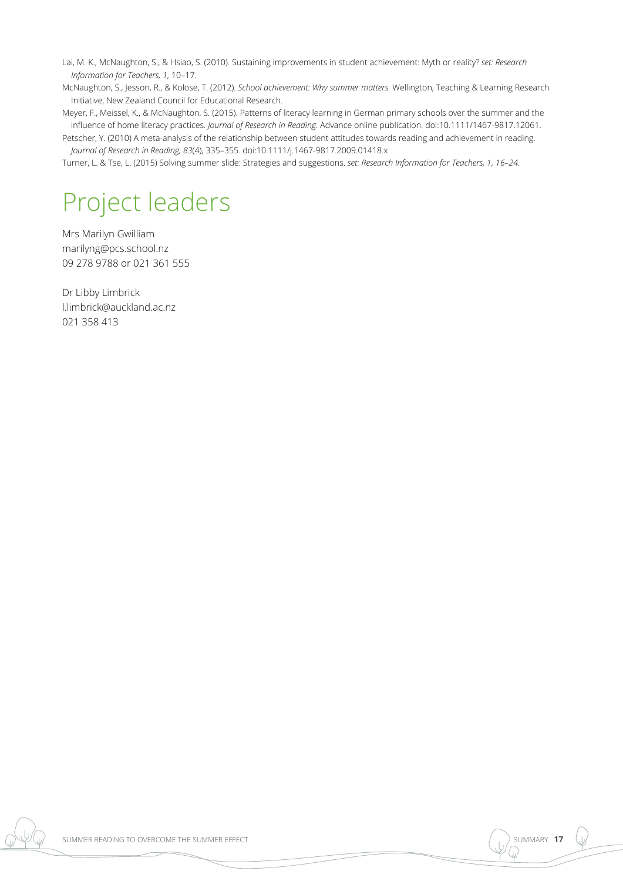Lai, M. K., McNaughton, S., & Hsiao, S. (2010). Sustaining improvements in student achievement: Myth or reality? *set: Research Information for Teachers, 1,* 10–17.

McNaughton, S., Jesson, R., & Kolose, T. (2012). *School achievement: Why summer matters.* Wellington, Teaching & Learning Research Initiative, New Zealand Council for Educational Research.

Meyer, F., Meissel, K., & McNaughton, S. (2015). Patterns of literacy learning in German primary schools over the summer and the influence of home literacy practices. *Journal of Research in Reading.* Advance online publication. doi:10.1111/1467-9817.12061.

Petscher, Y. (2010) A meta-analysis of the relationship between student attitudes towards reading and achievement in reading. *Journal of Research in Reading, 83*(4), 335–355. doi:10.1111/j.1467-9817.2009.01418.x

Turner, L. & Tse, L. (2015) Solving summer slide: Strategies and suggestions. *set: Research Information for Teachers, 1, 16–24.*

# Project leaders

Mrs Marilyn Gwilliam
marilyng@pcs.school.nz
09 278 9788 or 021 361 555

Dr Libby Limbrick
l.limbrick@auckland.ac.nz
021 358 413